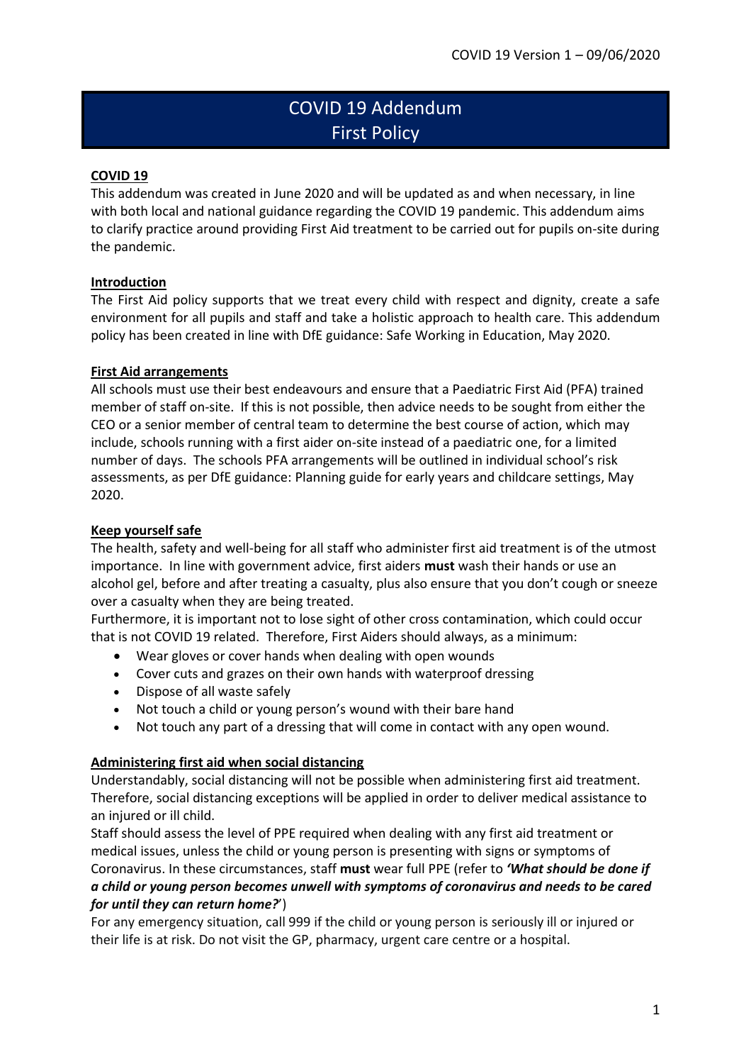COVID 19 Version 1 – 09/06/2020

# COVID 19 Addendum
# First Policy

## COVID 19

This addendum was created in June 2020 and will be updated as and when necessary, in line with both local and national guidance regarding the COVID 19 pandemic. This addendum aims to clarify practice around providing First Aid treatment to be carried out for pupils on-site during the pandemic.

## Introduction

The First Aid policy supports that we treat every child with respect and dignity, create a safe environment for all pupils and staff and take a holistic approach to health care. This addendum policy has been created in line with DfE guidance: Safe Working in Education, May 2020.

## First Aid arrangements

All schools must use their best endeavours and ensure that a Paediatric First Aid (PFA) trained member of staff on-site. If this is not possible, then advice needs to be sought from either the CEO or a senior member of central team to determine the best course of action, which may include, schools running with a first aider on-site instead of a paediatric one, for a limited number of days. The schools PFA arrangements will be outlined in individual school's risk assessments, as per DfE guidance: Planning guide for early years and childcare settings, May 2020.

## Keep yourself safe

The health, safety and well-being for all staff who administer first aid treatment is of the utmost importance. In line with government advice, first aiders **must** wash their hands or use an alcohol gel, before and after treating a casualty, plus also ensure that you don't cough or sneeze over a casualty when they are being treated.

Furthermore, it is important not to lose sight of other cross contamination, which could occur that is not COVID 19 related. Therefore, First Aiders should always, as a minimum:

- Wear gloves or cover hands when dealing with open wounds
- Cover cuts and grazes on their own hands with waterproof dressing
- Dispose of all waste safely
- Not touch a child or young person's wound with their bare hand
- Not touch any part of a dressing that will come in contact with any open wound.

## Administering first aid when social distancing

Understandably, social distancing will not be possible when administering first aid treatment. Therefore, social distancing exceptions will be applied in order to deliver medical assistance to an injured or ill child.

Staff should assess the level of PPE required when dealing with any first aid treatment or medical issues, unless the child or young person is presenting with signs or symptoms of Coronavirus. In these circumstances, staff **must** wear full PPE (refer to ***'What should be done if a child or young person becomes unwell with symptoms of coronavirus and needs to be cared for until they can return home?'***)

For any emergency situation, call 999 if the child or young person is seriously ill or injured or their life is at risk. Do not visit the GP, pharmacy, urgent care centre or a hospital.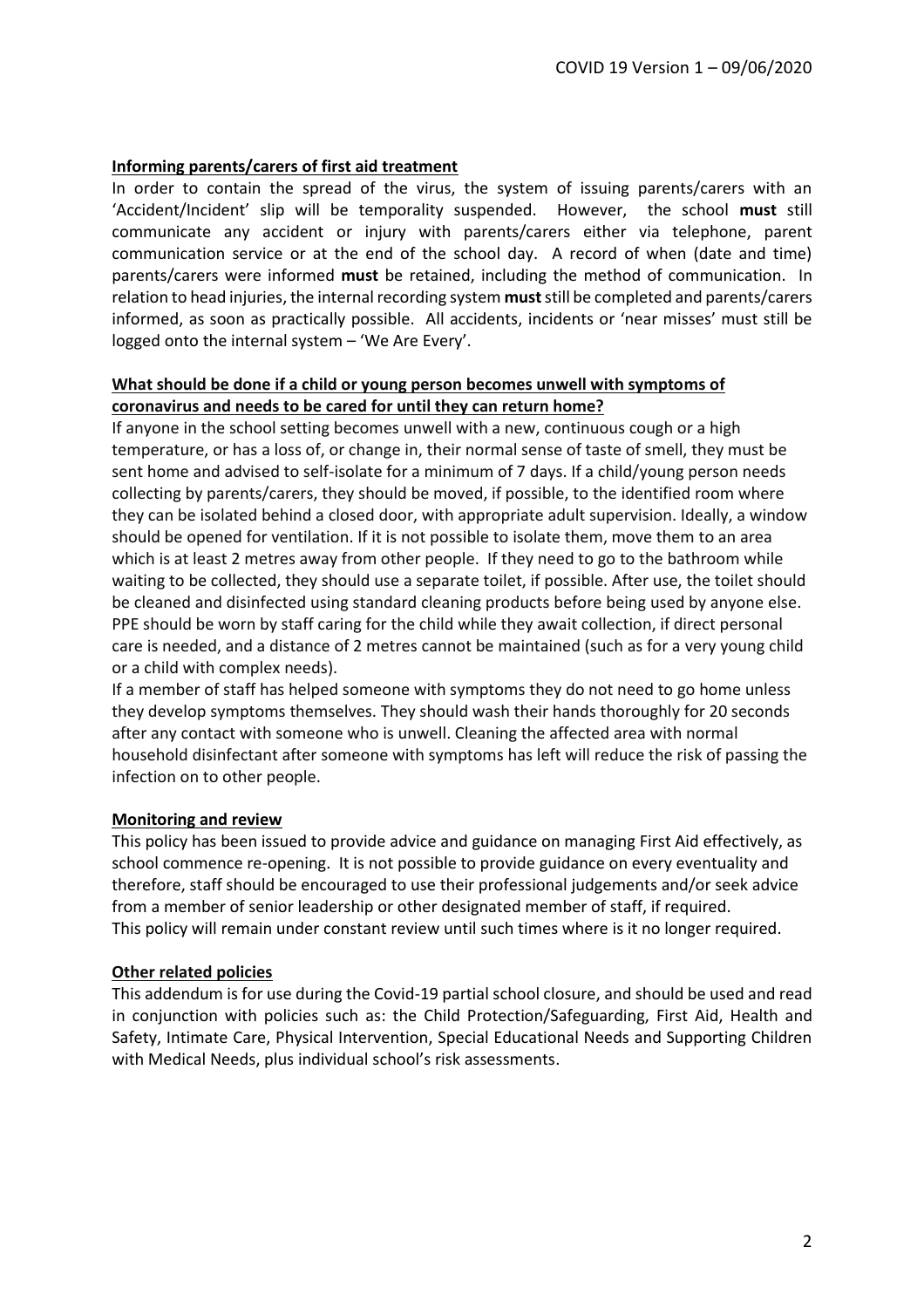**Informing parents/carers of first aid treatment**

In order to contain the spread of the virus, the system of issuing parents/carers with an 'Accident/Incident' slip will be temporality suspended. However, the school **must** still communicate any accident or injury with parents/carers either via telephone, parent communication service or at the end of the school day. A record of when (date and time) parents/carers were informed **must** be retained, including the method of communication. In relation to head injuries, the internal recording system **must** still be completed and parents/carers informed, as soon as practically possible. All accidents, incidents or 'near misses' must still be logged onto the internal system – 'We Are Every'.

**What should be done if a child or young person becomes unwell with symptoms of coronavirus and needs to be cared for until they can return home?**

If anyone in the school setting becomes unwell with a new, continuous cough or a high temperature, or has a loss of, or change in, their normal sense of taste of smell, they must be sent home and advised to self-isolate for a minimum of 7 days. If a child/young person needs collecting by parents/carers, they should be moved, if possible, to the identified room where they can be isolated behind a closed door, with appropriate adult supervision. Ideally, a window should be opened for ventilation. If it is not possible to isolate them, move them to an area which is at least 2 metres away from other people. If they need to go to the bathroom while waiting to be collected, they should use a separate toilet, if possible. After use, the toilet should be cleaned and disinfected using standard cleaning products before being used by anyone else. PPE should be worn by staff caring for the child while they await collection, if direct personal care is needed, and a distance of 2 metres cannot be maintained (such as for a very young child or a child with complex needs).

If a member of staff has helped someone with symptoms they do not need to go home unless they develop symptoms themselves. They should wash their hands thoroughly for 20 seconds after any contact with someone who is unwell. Cleaning the affected area with normal household disinfectant after someone with symptoms has left will reduce the risk of passing the infection on to other people.

**Monitoring and review**

This policy has been issued to provide advice and guidance on managing First Aid effectively, as school commence re-opening. It is not possible to provide guidance on every eventuality and therefore, staff should be encouraged to use their professional judgements and/or seek advice from a member of senior leadership or other designated member of staff, if required.

This policy will remain under constant review until such times where is it no longer required.

**Other related policies**

This addendum is for use during the Covid-19 partial school closure, and should be used and read in conjunction with policies such as: the Child Protection/Safeguarding, First Aid, Health and Safety, Intimate Care, Physical Intervention, Special Educational Needs and Supporting Children with Medical Needs, plus individual school's risk assessments.